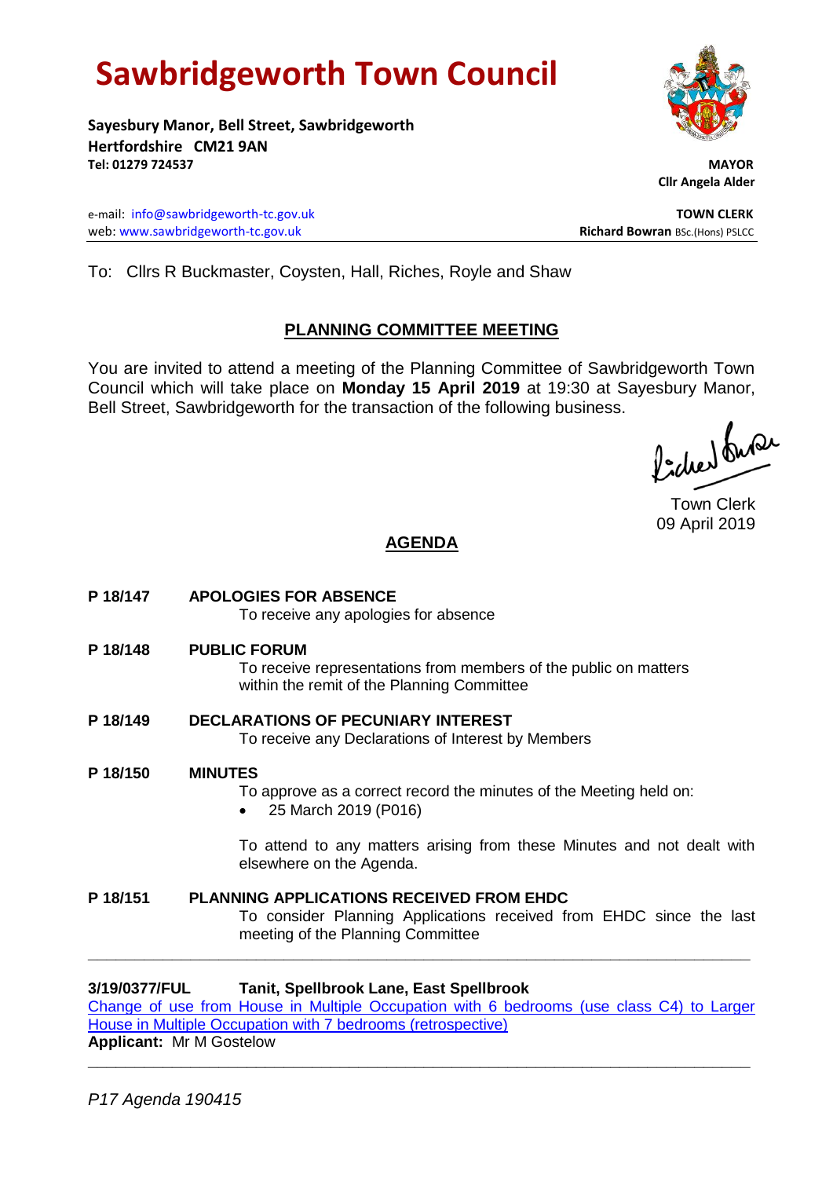# Sawbridgeworth Town Council

**Sayesbury Manor, Bell Street, Sawbridgeworth**
**Hertfordshire CM21 9AN**
**Tel: 01279 724537**

**MAYOR**
**Cllr Angela Alder**

e-mail: info@sawbridgeworth-tc.gov.uk
web: www.sawbridgeworth-tc.gov.uk

**TOWN CLERK**
**Richard Bowran** BSc.(Hons) PSLCC

To: Cllrs R Buckmaster, Coysten, Hall, Riches, Royle and Shaw

## PLANNING COMMITTEE MEETING

You are invited to attend a meeting of the Planning Committee of Sawbridgeworth Town Council which will take place on **Monday 15 April 2019** at 19:30 at Sayesbury Manor, Bell Street, Sawbridgeworth for the transaction of the following business.

Town Clerk
09 April 2019

## AGENDA

**P 18/147 APOLOGIES FOR ABSENCE**
To receive any apologies for absence

**P 18/148 PUBLIC FORUM**
To receive representations from members of the public on matters within the remit of the Planning Committee

**P 18/149 DECLARATIONS OF PECUNIARY INTEREST**
To receive any Declarations of Interest by Members

**P 18/150 MINUTES**
To approve as a correct record the minutes of the Meeting held on:

- 25 March 2019 (P016)

To attend to any matters arising from these Minutes and not dealt with elsewhere on the Agenda.

**P 18/151 PLANNING APPLICATIONS RECEIVED FROM EHDC**
To consider Planning Applications received from EHDC since the last meeting of the Planning Committee

---

**3/19/0377/FUL Tanit, Spellbrook Lane, East Spellbrook**
Change of use from House in Multiple Occupation with 6 bedrooms (use class C4) to Larger House in Multiple Occupation with 7 bedrooms (retrospective)
**Applicant:** Mr M Gostelow

---

*P17 Agenda 190415*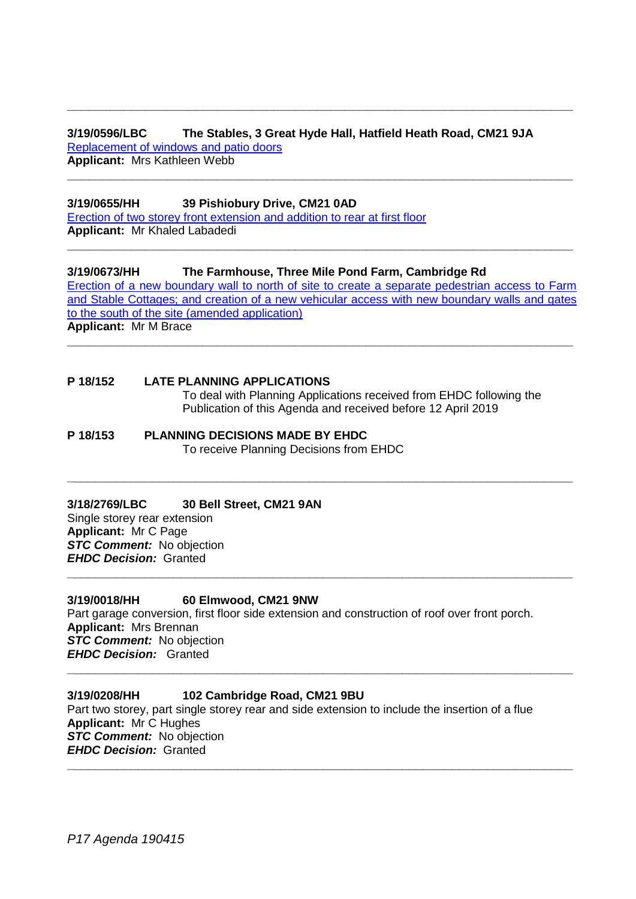---

**3/19/0596/LBC The Stables, 3 Great Hyde Hall, Hatfield Heath Road, CM21 9JA**
Replacement of windows and patio doors
**Applicant:** Mrs Kathleen Webb

---

**3/19/0655/HH 39 Pishiobury Drive, CM21 0AD**
Erection of two storey front extension and addition to rear at first floor
**Applicant:** Mr Khaled Labadedi

---

**3/19/0673/HH The Farmhouse, Three Mile Pond Farm, Cambridge Rd**
Erection of a new boundary wall to north of site to create a separate pedestrian access to Farm and Stable Cottages; and creation of a new vehicular access with new boundary walls and gates to the south of the site (amended application)
**Applicant:** Mr M Brace

---

**P 18/152 LATE PLANNING APPLICATIONS**
To deal with Planning Applications received from EHDC following the Publication of this Agenda and received before 12 April 2019

**P 18/153 PLANNING DECISIONS MADE BY EHDC**
To receive Planning Decisions from EHDC

---

**3/18/2769/LBC 30 Bell Street, CM21 9AN**
Single storey rear extension
**Applicant:** Mr C Page
***STC Comment:*** No objection
***EHDC Decision:*** Granted

---

**3/19/0018/HH 60 Elmwood, CM21 9NW**
Part garage conversion, first floor side extension and construction of roof over front porch.
**Applicant:** Mrs Brennan
***STC Comment:*** No objection
***EHDC Decision:*** Granted

---

**3/19/0208/HH 102 Cambridge Road, CM21 9BU**
Part two storey, part single storey rear and side extension to include the insertion of a flue
**Applicant:** Mr C Hughes
***STC Comment:*** No objection
***EHDC Decision:*** Granted

---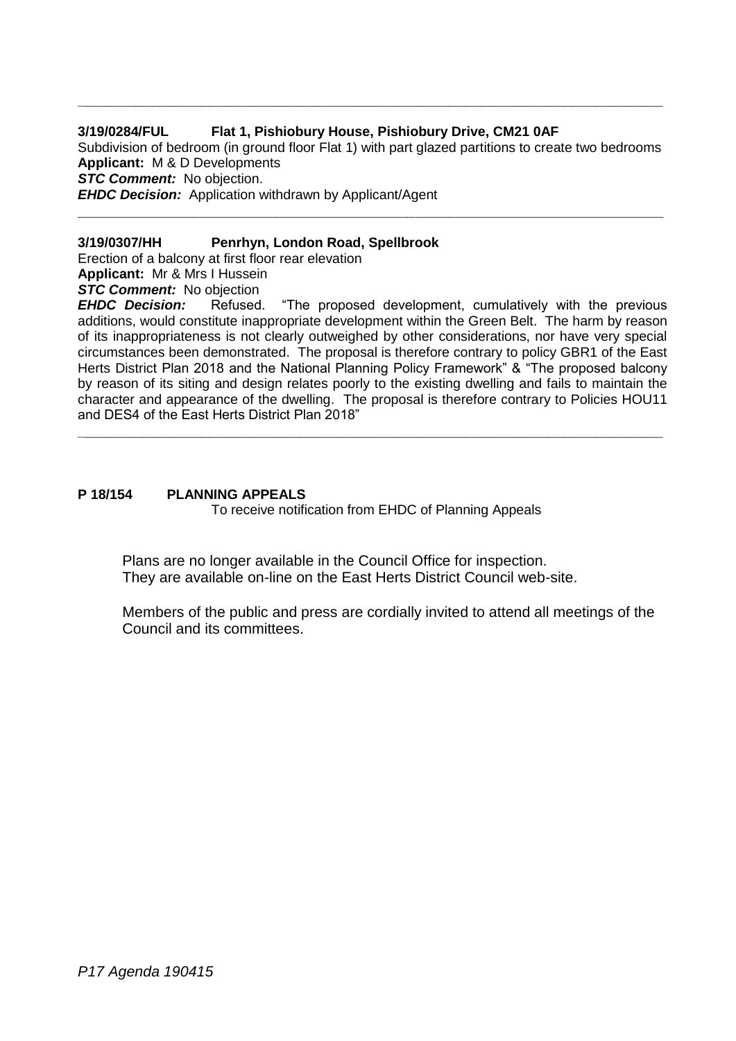---

**3/19/0284/FUL Flat 1, Pishiobury House, Pishiobury Drive, CM21 0AF**

Subdivision of bedroom (in ground floor Flat 1) with part glazed partitions to create two bedrooms

**Applicant:** M & D Developments

***STC Comment:*** No objection.

***EHDC Decision:*** Application withdrawn by Applicant/Agent

---

**3/19/0307/HH Penrhyn, London Road, Spellbrook**

Erection of a balcony at first floor rear elevation

**Applicant:** Mr & Mrs I Hussein

***STC Comment:*** No objection

***EHDC Decision:*** Refused. "The proposed development, cumulatively with the previous additions, would constitute inappropriate development within the Green Belt. The harm by reason of its inappropriateness is not clearly outweighed by other considerations, nor have very special circumstances been demonstrated. The proposal is therefore contrary to policy GBR1 of the East Herts District Plan 2018 and the National Planning Policy Framework" & "The proposed balcony by reason of its siting and design relates poorly to the existing dwelling and fails to maintain the character and appearance of the dwelling. The proposal is therefore contrary to Policies HOU11 and DES4 of the East Herts District Plan 2018"

---

**P 18/154 PLANNING APPEALS**

To receive notification from EHDC of Planning Appeals

Plans are no longer available in the Council Office for inspection.
They are available on-line on the East Herts District Council web-site.

Members of the public and press are cordially invited to attend all meetings of the Council and its committees.